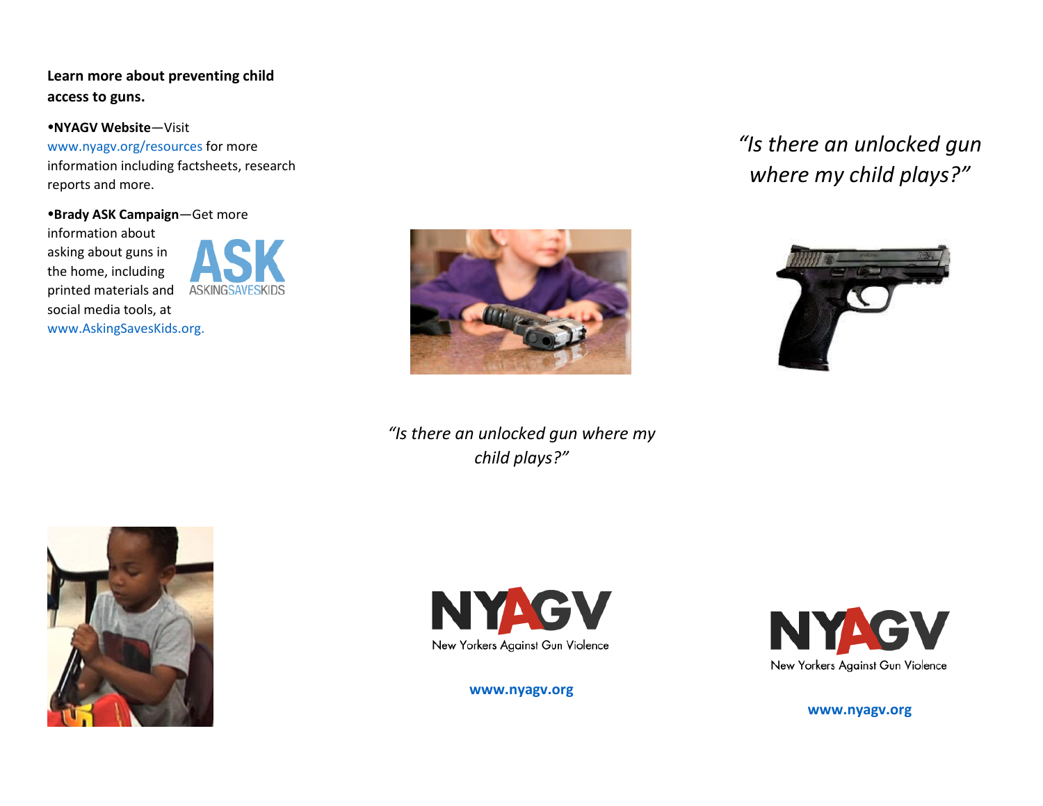**Learn more about preventing child access to guns.**

- **NYAGV Website**—Visit www.nyagv.org/resources for more information including factsheets, research reports and more.
- **Brady ASK Campaign**—Get more information about asking about guns in the home, including printed materials and social media tools, at www.AskingSavesKids.org.

ASK
ASKINGSAVESKIDS

*"Is there an unlocked gun where my child plays?"*

NYAGV
New Yorkers Against Gun Violence

**www.nyagv.org**

*"Is there an unlocked gun where my child plays?"*

NYAGV
New Yorkers Against Gun Violence

**www.nyagv.org**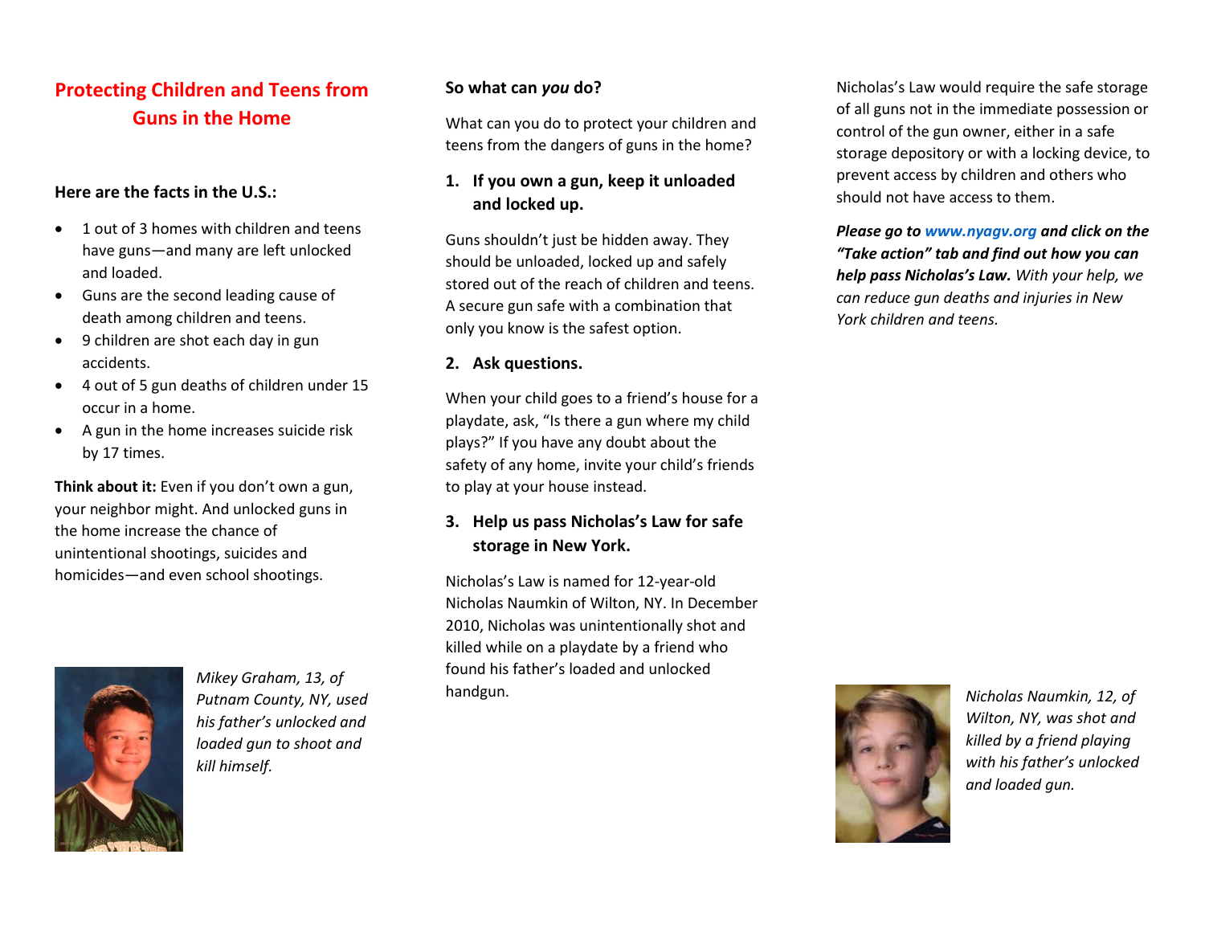## Protecting Children and Teens from Guns in the Home

**Here are the facts in the U.S.:**

- 1 out of 3 homes with children and teens have guns—and many are left unlocked and loaded.
- Guns are the second leading cause of death among children and teens.
- 9 children are shot each day in gun accidents.
- 4 out of 5 gun deaths of children under 15 occur in a home.
- A gun in the home increases suicide risk by 17 times.

**Think about it:** Even if you don't own a gun, your neighbor might. And unlocked guns in the home increase the chance of unintentional shootings, suicides and homicides—and even school shootings.

*Mikey Graham, 13, of Putnam County, NY, used his father's unlocked and loaded gun to shoot and kill himself.*

### So what can *you* do?

What can you do to protect your children and teens from the dangers of guns in the home?

#### 1. If you own a gun, keep it unloaded and locked up.

Guns shouldn't just be hidden away. They should be unloaded, locked up and safely stored out of the reach of children and teens. A secure gun safe with a combination that only you know is the safest option.

#### 2. Ask questions.

When your child goes to a friend's house for a playdate, ask, "Is there a gun where my child plays?" If you have any doubt about the safety of any home, invite your child's friends to play at your house instead.

#### 3. Help us pass Nicholas's Law for safe storage in New York.

Nicholas's Law is named for 12-year-old Nicholas Naumkin of Wilton, NY. In December 2010, Nicholas was unintentionally shot and killed while on a playdate by a friend who found his father's loaded and unlocked handgun.

Nicholas's Law would require the safe storage of all guns not in the immediate possession or control of the gun owner, either in a safe storage depository or with a locking device, to prevent access by children and others who should not have access to them.

***Please go to www.nyagv.org and click on the "Take action" tab and find out how you can help pass Nicholas's Law.*** *With your help, we can reduce gun deaths and injuries in New York children and teens.*

*Nicholas Naumkin, 12, of Wilton, NY, was shot and killed by a friend playing with his father's unlocked and loaded gun.*